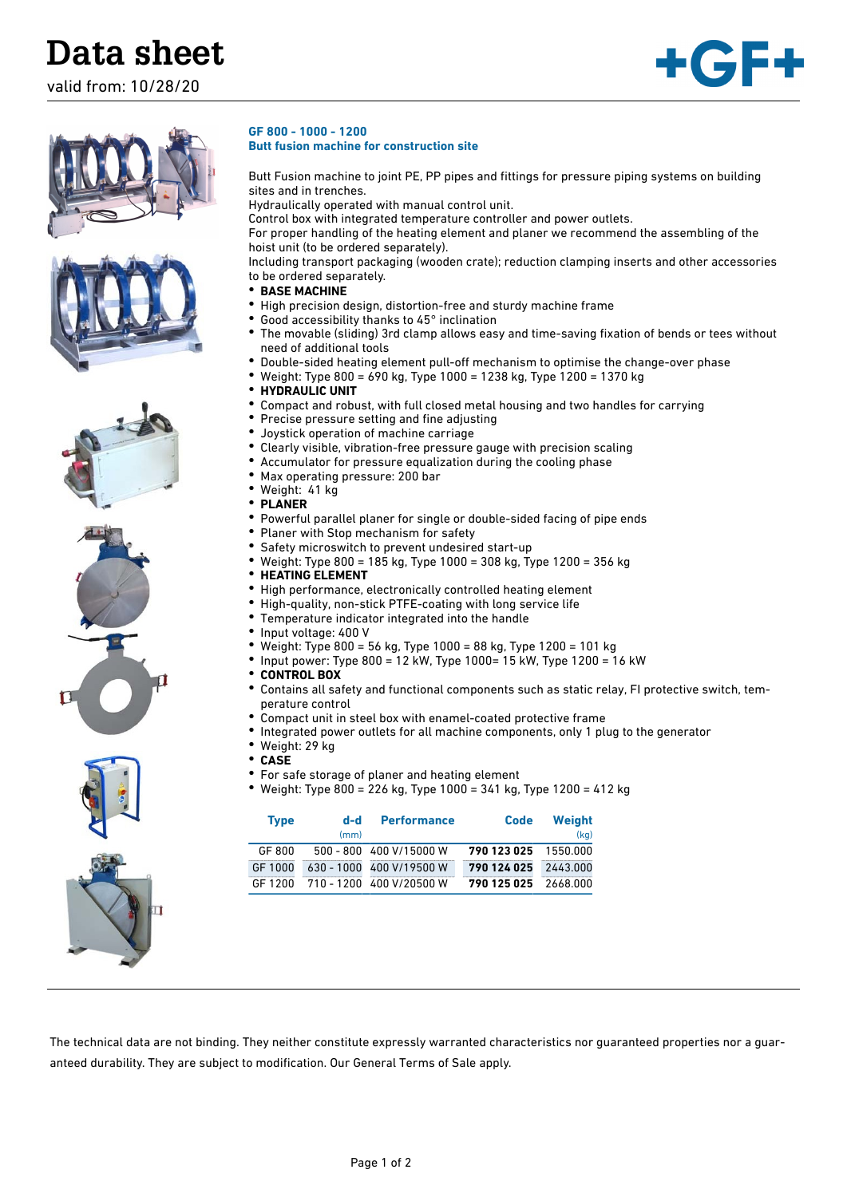# Data sheet

valid from: 10/28/20

## GF 800 - 1000 - 1200
### Butt fusion machine for construction site

Butt Fusion machine to joint PE, PP pipes and fittings for pressure piping systems on building sites and in trenches.
Hydraulically operated with manual control unit.
Control box with integrated temperature controller and power outlets.
For proper handling of the heating element and planer we recommend the assembling of the hoist unit (to be ordered separately).
Including transport packaging (wooden crate); reduction clamping inserts and other accessories to be ordered separately.

- **BASE MACHINE**
- High precision design, distortion-free and sturdy machine frame
- Good accessibility thanks to 45° inclination
- The movable (sliding) 3rd clamp allows easy and time-saving fixation of bends or tees without need of additional tools
- Double-sided heating element pull-off mechanism to optimise the change-over phase
- Weight: Type 800 = 690 kg, Type 1000 = 1238 kg, Type 1200 = 1370 kg
- **HYDRAULIC UNIT**
- Compact and robust, with full closed metal housing and two handles for carrying
- Precise pressure setting and fine adjusting
- Joystick operation of machine carriage
- Clearly visible, vibration-free pressure gauge with precision scaling
- Accumulator for pressure equalization during the cooling phase
- Max operating pressure: 200 bar
- Weight: 41 kg
- **PLANER**
- Powerful parallel planer for single or double-sided facing of pipe ends
- Planer with Stop mechanism for safety
- Safety microswitch to prevent undesired start-up
- Weight: Type 800 = 185 kg, Type 1000 = 308 kg, Type 1200 = 356 kg
- **HEATING ELEMENT**
- High performance, electronically controlled heating element
- High-quality, non-stick PTFE-coating with long service life
- Temperature indicator integrated into the handle
- Input voltage: 400 V
- Weight: Type 800 = 56 kg, Type 1000 = 88 kg, Type 1200 = 101 kg
- Input power: Type 800 = 12 kW, Type 1000= 15 kW, Type 1200 = 16 kW
- **CONTROL BOX**
- Contains all safety and functional components such as static relay, FI protective switch, temperature control
- Compact unit in steel box with enamel-coated protective frame
- Integrated power outlets for all machine components, only 1 plug to the generator
- Weight: 29 kg
- **CASE**
- For safe storage of planer and heating element
- Weight: Type 800 = 226 kg, Type 1000 = 341 kg, Type 1200 = 412 kg

| Type | d-d (mm) | Performance | Code | Weight (kg) |
|---|---|---|---|---|
| GF 800 | 500 - 800 | 400 V/15000 W | **790 123 025** | 1550.000 |
| GF 1000 | 630 - 1000 | 400 V/19500 W | **790 124 025** | 2443.000 |
| GF 1200 | 710 - 1200 | 400 V/20500 W | **790 125 025** | 2668.000 |

The technical data are not binding. They neither constitute expressly warranted characteristics nor guaranteed properties nor a guaranteed durability. They are subject to modification. Our General Terms of Sale apply.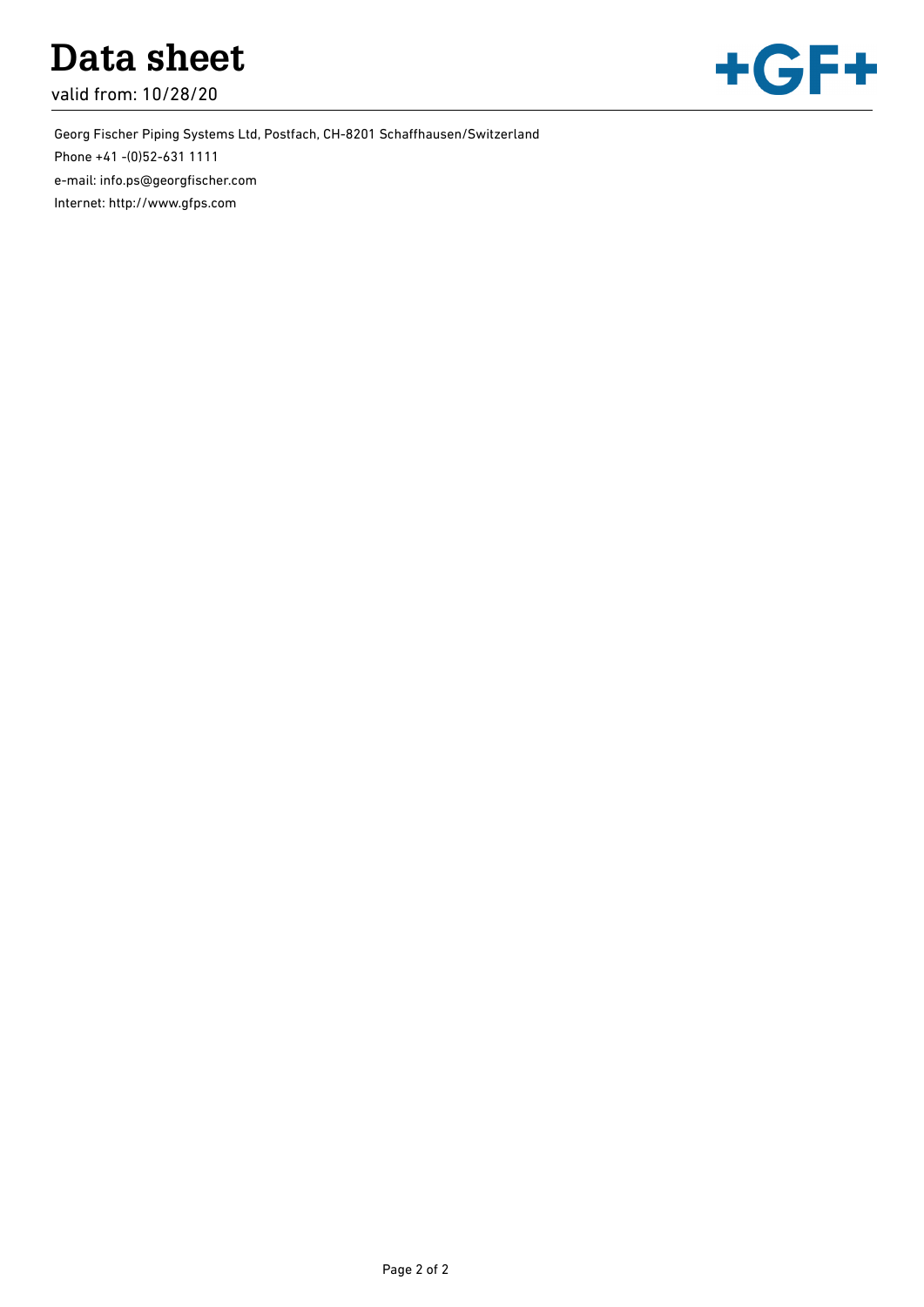# Data sheet

valid from: 10/28/20

Georg Fischer Piping Systems Ltd, Postfach, CH-8201 Schaffhausen/Switzerland

Phone +41 -(0)52-631 1111

e-mail: info.ps@georgfischer.com

Internet: http://www.gfps.com